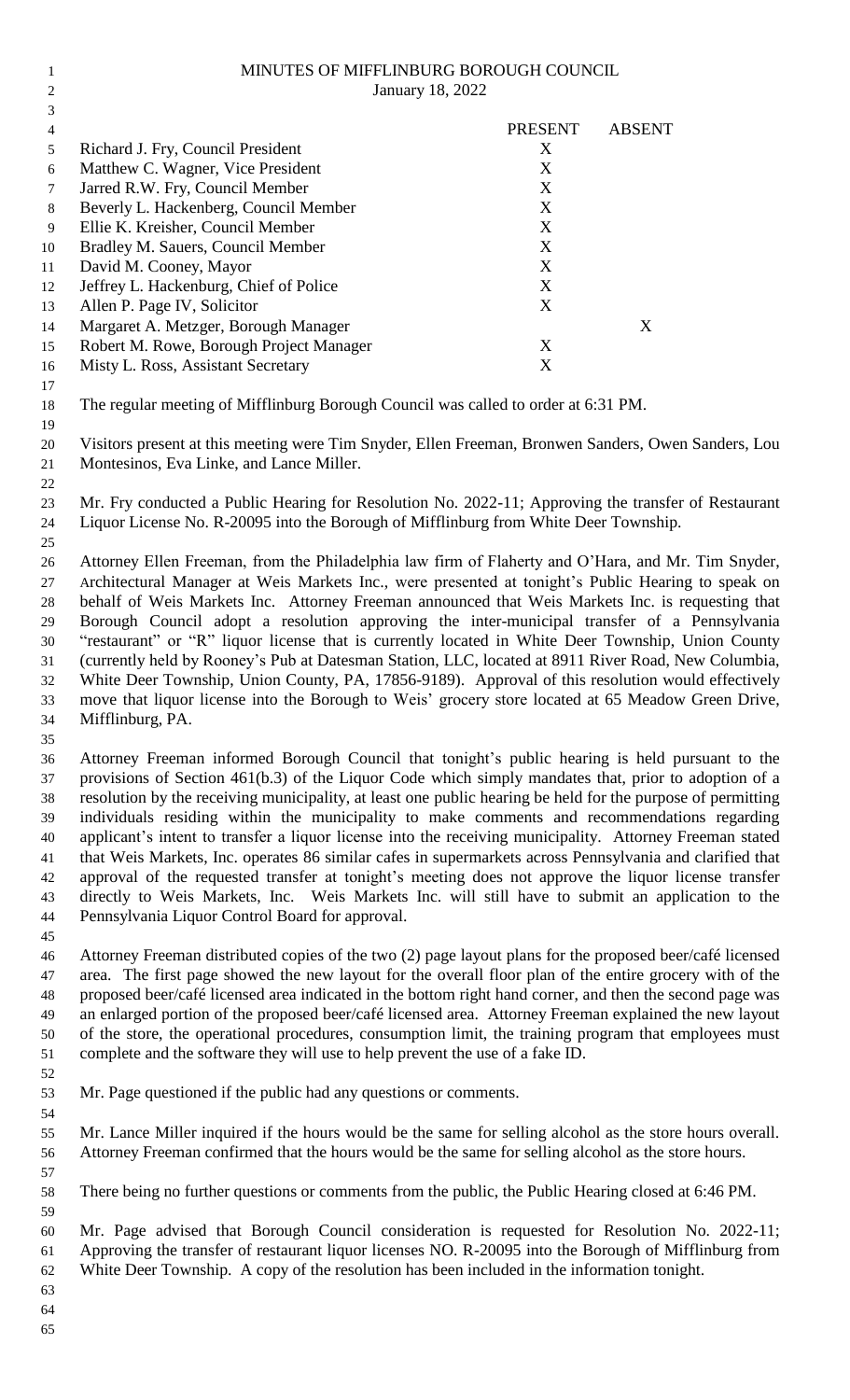MINUTES OF MIFFLINBURG BOROUGH COUNCIL
January 18, 2022

| | PRESENT | ABSENT |
|---|---|---|
| Richard J. Fry, Council President | X | |
| Matthew C. Wagner, Vice President | X | |
| Jarred R.W. Fry, Council Member | X | |
| Beverly L. Hackenberg, Council Member | X | |
| Ellie K. Kreisher, Council Member | X | |
| Bradley M. Sauers, Council Member | X | |
| David M. Cooney, Mayor | X | |
| Jeffrey L. Hackenburg, Chief of Police | X | |
| Allen P. Page IV, Solicitor | X | |
| Margaret A. Metzger, Borough Manager | | X |
| Robert M. Rowe, Borough Project Manager | X | |
| Misty L. Ross, Assistant Secretary | X | |

The regular meeting of Mifflinburg Borough Council was called to order at 6:31 PM.

Visitors present at this meeting were Tim Snyder, Ellen Freeman, Bronwen Sanders, Owen Sanders, Lou Montesinos, Eva Linke, and Lance Miller.

Mr. Fry conducted a Public Hearing for Resolution No. 2022-11; Approving the transfer of Restaurant Liquor License No. R-20095 into the Borough of Mifflinburg from White Deer Township.

Attorney Ellen Freeman, from the Philadelphia law firm of Flaherty and O'Hara, and Mr. Tim Snyder, Architectural Manager at Weis Markets Inc., were presented at tonight's Public Hearing to speak on behalf of Weis Markets Inc. Attorney Freeman announced that Weis Markets Inc. is requesting that Borough Council adopt a resolution approving the inter-municipal transfer of a Pennsylvania "restaurant" or "R" liquor license that is currently located in White Deer Township, Union County (currently held by Rooney's Pub at Datesman Station, LLC, located at 8911 River Road, New Columbia, White Deer Township, Union County, PA, 17856-9189). Approval of this resolution would effectively move that liquor license into the Borough to Weis' grocery store located at 65 Meadow Green Drive, Mifflinburg, PA.

Attorney Freeman informed Borough Council that tonight's public hearing is held pursuant to the provisions of Section 461(b.3) of the Liquor Code which simply mandates that, prior to adoption of a resolution by the receiving municipality, at least one public hearing be held for the purpose of permitting individuals residing within the municipality to make comments and recommendations regarding applicant's intent to transfer a liquor license into the receiving municipality. Attorney Freeman stated that Weis Markets, Inc. operates 86 similar cafes in supermarkets across Pennsylvania and clarified that approval of the requested transfer at tonight's meeting does not approve the liquor license transfer directly to Weis Markets, Inc. Weis Markets Inc. will still have to submit an application to the Pennsylvania Liquor Control Board for approval.

Attorney Freeman distributed copies of the two (2) page layout plans for the proposed beer/café licensed area. The first page showed the new layout for the overall floor plan of the entire grocery with of the proposed beer/café licensed area indicated in the bottom right hand corner, and then the second page was an enlarged portion of the proposed beer/café licensed area. Attorney Freeman explained the new layout of the store, the operational procedures, consumption limit, the training program that employees must complete and the software they will use to help prevent the use of a fake ID.

Mr. Page questioned if the public had any questions or comments.

Mr. Lance Miller inquired if the hours would be the same for selling alcohol as the store hours overall. Attorney Freeman confirmed that the hours would be the same for selling alcohol as the store hours.

There being no further questions or comments from the public, the Public Hearing closed at 6:46 PM.

Mr. Page advised that Borough Council consideration is requested for Resolution No. 2022-11; Approving the transfer of restaurant liquor licenses NO. R-20095 into the Borough of Mifflinburg from White Deer Township. A copy of the resolution has been included in the information tonight.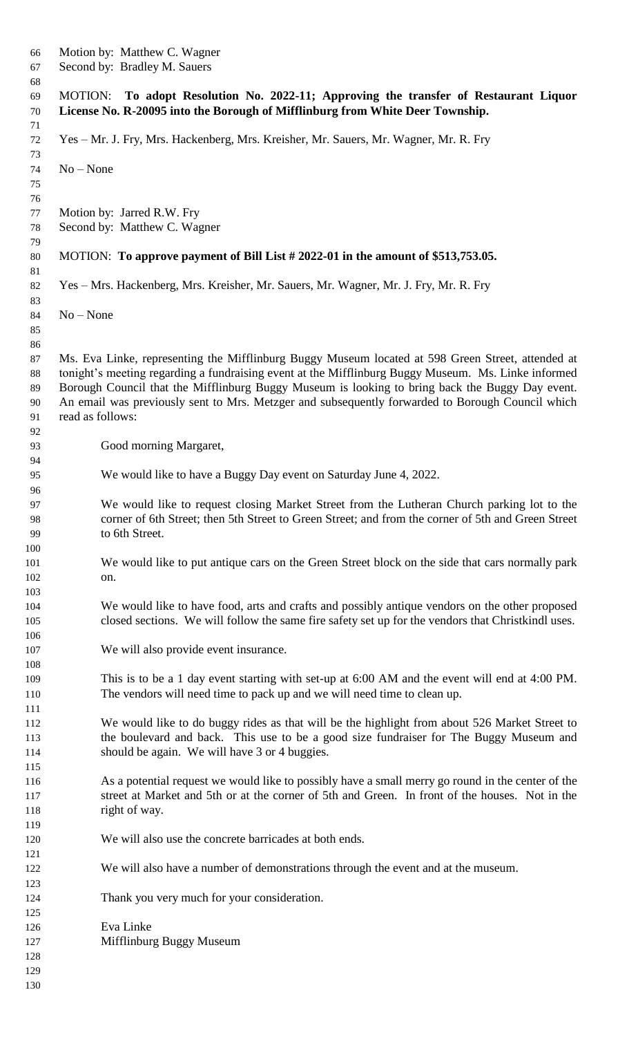Motion by: Matthew C. Wagner
Second by: Bradley M. Sauers

MOTION: **To adopt Resolution No. 2022-11; Approving the transfer of Restaurant Liquor License No. R-20095 into the Borough of Mifflinburg from White Deer Township.**

Yes – Mr. J. Fry, Mrs. Hackenberg, Mrs. Kreisher, Mr. Sauers, Mr. Wagner, Mr. R. Fry

No – None

Motion by: Jarred R.W. Fry
Second by: Matthew C. Wagner

MOTION: **To approve payment of Bill List # 2022-01 in the amount of $513,753.05.**

Yes – Mrs. Hackenberg, Mrs. Kreisher, Mr. Sauers, Mr. Wagner, Mr. J. Fry, Mr. R. Fry

No – None

Ms. Eva Linke, representing the Mifflinburg Buggy Museum located at 598 Green Street, attended at tonight's meeting regarding a fundraising event at the Mifflinburg Buggy Museum. Ms. Linke informed Borough Council that the Mifflinburg Buggy Museum is looking to bring back the Buggy Day event. An email was previously sent to Mrs. Metzger and subsequently forwarded to Borough Council which read as follows:

> Good morning Margaret,
>
> We would like to have a Buggy Day event on Saturday June 4, 2022.
>
> We would like to request closing Market Street from the Lutheran Church parking lot to the corner of 6th Street; then 5th Street to Green Street; and from the corner of 5th and Green Street to 6th Street.
>
> We would like to put antique cars on the Green Street block on the side that cars normally park on.
>
> We would like to have food, arts and crafts and possibly antique vendors on the other proposed closed sections. We will follow the same fire safety set up for the vendors that Christkindl uses.
>
> We will also provide event insurance.
>
> This is to be a 1 day event starting with set-up at 6:00 AM and the event will end at 4:00 PM. The vendors will need time to pack up and we will need time to clean up.
>
> We would like to do buggy rides as that will be the highlight from about 526 Market Street to the boulevard and back. This use to be a good size fundraiser for The Buggy Museum and should be again. We will have 3 or 4 buggies.
>
> As a potential request we would like to possibly have a small merry go round in the center of the street at Market and 5th or at the corner of 5th and Green. In front of the houses. Not in the right of way.
>
> We will also use the concrete barricades at both ends.
>
> We will also have a number of demonstrations through the event and at the museum.
>
> Thank you very much for your consideration.
>
> Eva Linke
> Mifflinburg Buggy Museum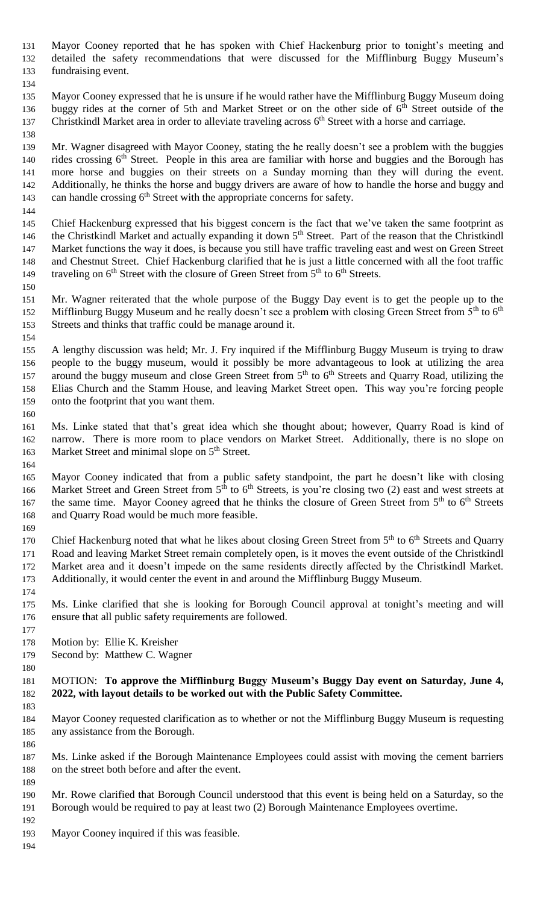Mayor Cooney reported that he has spoken with Chief Hackenburg prior to tonight's meeting and detailed the safety recommendations that were discussed for the Mifflinburg Buggy Museum's fundraising event.

Mayor Cooney expressed that he is unsure if he would rather have the Mifflinburg Buggy Museum doing buggy rides at the corner of 5th and Market Street or on the other side of 6th Street outside of the Christkindl Market area in order to alleviate traveling across 6th Street with a horse and carriage.

Mr. Wagner disagreed with Mayor Cooney, stating the he really doesn't see a problem with the buggies rides crossing 6th Street. People in this area are familiar with horse and buggies and the Borough has more horse and buggies on their streets on a Sunday morning than they will during the event. Additionally, he thinks the horse and buggy drivers are aware of how to handle the horse and buggy and can handle crossing 6th Street with the appropriate concerns for safety.

Chief Hackenburg expressed that his biggest concern is the fact that we've taken the same footprint as the Christkindl Market and actually expanding it down 5th Street. Part of the reason that the Christkindl Market functions the way it does, is because you still have traffic traveling east and west on Green Street and Chestnut Street. Chief Hackenburg clarified that he is just a little concerned with all the foot traffic traveling on 6th Street with the closure of Green Street from 5th to 6th Streets.

Mr. Wagner reiterated that the whole purpose of the Buggy Day event is to get the people up to the Mifflinburg Buggy Museum and he really doesn't see a problem with closing Green Street from 5th to 6th Streets and thinks that traffic could be manage around it.

A lengthy discussion was held; Mr. J. Fry inquired if the Mifflinburg Buggy Museum is trying to draw people to the buggy museum, would it possibly be more advantageous to look at utilizing the area around the buggy museum and close Green Street from 5th to 6th Streets and Quarry Road, utilizing the Elias Church and the Stamm House, and leaving Market Street open. This way you're forcing people onto the footprint that you want them.

Ms. Linke stated that that's great idea which she thought about; however, Quarry Road is kind of narrow. There is more room to place vendors on Market Street. Additionally, there is no slope on Market Street and minimal slope on 5th Street.

Mayor Cooney indicated that from a public safety standpoint, the part he doesn't like with closing Market Street and Green Street from 5th to 6th Streets, is you're closing two (2) east and west streets at the same time. Mayor Cooney agreed that he thinks the closure of Green Street from 5th to 6th Streets and Quarry Road would be much more feasible.

Chief Hackenburg noted that what he likes about closing Green Street from 5th to 6th Streets and Quarry Road and leaving Market Street remain completely open, is it moves the event outside of the Christkindl Market area and it doesn't impede on the same residents directly affected by the Christkindl Market. Additionally, it would center the event in and around the Mifflinburg Buggy Museum.

Ms. Linke clarified that she is looking for Borough Council approval at tonight's meeting and will ensure that all public safety requirements are followed.

Motion by: Ellie K. Kreisher
Second by: Matthew C. Wagner

MOTION: **To approve the Mifflinburg Buggy Museum's Buggy Day event on Saturday, June 4, 2022, with layout details to be worked out with the Public Safety Committee.**

Mayor Cooney requested clarification as to whether or not the Mifflinburg Buggy Museum is requesting any assistance from the Borough.

Ms. Linke asked if the Borough Maintenance Employees could assist with moving the cement barriers on the street both before and after the event.

Mr. Rowe clarified that Borough Council understood that this event is being held on a Saturday, so the Borough would be required to pay at least two (2) Borough Maintenance Employees overtime.

Mayor Cooney inquired if this was feasible.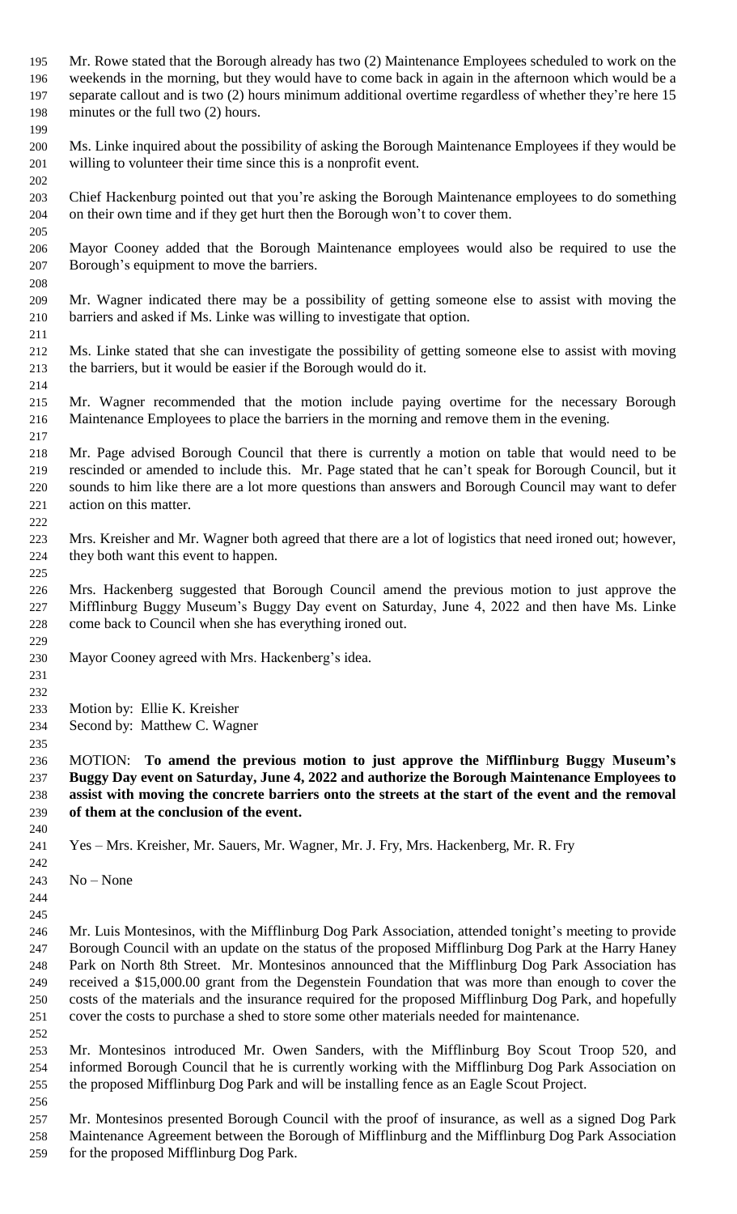Mr. Rowe stated that the Borough already has two (2) Maintenance Employees scheduled to work on the weekends in the morning, but they would have to come back in again in the afternoon which would be a separate callout and is two (2) hours minimum additional overtime regardless of whether they're here 15 minutes or the full two (2) hours.

Ms. Linke inquired about the possibility of asking the Borough Maintenance Employees if they would be willing to volunteer their time since this is a nonprofit event.

Chief Hackenburg pointed out that you're asking the Borough Maintenance employees to do something on their own time and if they get hurt then the Borough won't to cover them.

Mayor Cooney added that the Borough Maintenance employees would also be required to use the Borough's equipment to move the barriers.

Mr. Wagner indicated there may be a possibility of getting someone else to assist with moving the barriers and asked if Ms. Linke was willing to investigate that option.

Ms. Linke stated that she can investigate the possibility of getting someone else to assist with moving the barriers, but it would be easier if the Borough would do it.

Mr. Wagner recommended that the motion include paying overtime for the necessary Borough Maintenance Employees to place the barriers in the morning and remove them in the evening.

Mr. Page advised Borough Council that there is currently a motion on table that would need to be rescinded or amended to include this. Mr. Page stated that he can't speak for Borough Council, but it sounds to him like there are a lot more questions than answers and Borough Council may want to defer action on this matter.

Mrs. Kreisher and Mr. Wagner both agreed that there are a lot of logistics that need ironed out; however, they both want this event to happen.

Mrs. Hackenberg suggested that Borough Council amend the previous motion to just approve the Mifflinburg Buggy Museum's Buggy Day event on Saturday, June 4, 2022 and then have Ms. Linke come back to Council when she has everything ironed out.

Mayor Cooney agreed with Mrs. Hackenberg's idea.

Motion by: Ellie K. Kreisher
Second by: Matthew C. Wagner

MOTION: **To amend the previous motion to just approve the Mifflinburg Buggy Museum's Buggy Day event on Saturday, June 4, 2022 and authorize the Borough Maintenance Employees to assist with moving the concrete barriers onto the streets at the start of the event and the removal of them at the conclusion of the event.**

Yes – Mrs. Kreisher, Mr. Sauers, Mr. Wagner, Mr. J. Fry, Mrs. Hackenberg, Mr. R. Fry

No – None

Mr. Luis Montesinos, with the Mifflinburg Dog Park Association, attended tonight's meeting to provide Borough Council with an update on the status of the proposed Mifflinburg Dog Park at the Harry Haney Park on North 8th Street. Mr. Montesinos announced that the Mifflinburg Dog Park Association has received a $15,000.00 grant from the Degenstein Foundation that was more than enough to cover the costs of the materials and the insurance required for the proposed Mifflinburg Dog Park, and hopefully cover the costs to purchase a shed to store some other materials needed for maintenance.

Mr. Montesinos introduced Mr. Owen Sanders, with the Mifflinburg Boy Scout Troop 520, and informed Borough Council that he is currently working with the Mifflinburg Dog Park Association on the proposed Mifflinburg Dog Park and will be installing fence as an Eagle Scout Project.

Mr. Montesinos presented Borough Council with the proof of insurance, as well as a signed Dog Park Maintenance Agreement between the Borough of Mifflinburg and the Mifflinburg Dog Park Association for the proposed Mifflinburg Dog Park.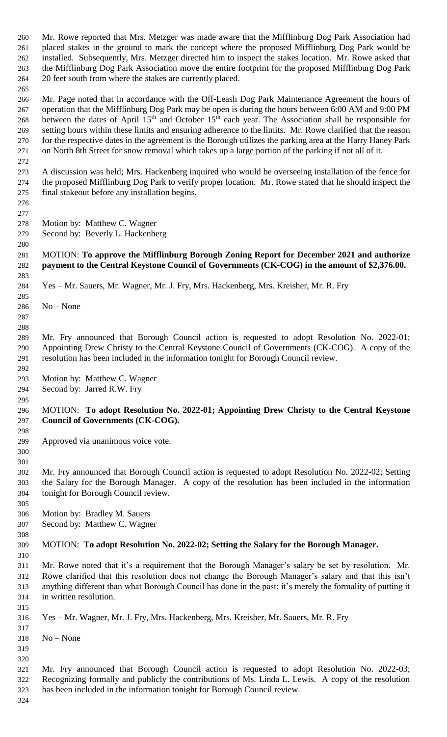Mr. Rowe reported that Mrs. Metzger was made aware that the Mifflinburg Dog Park Association had placed stakes in the ground to mark the concept where the proposed Mifflinburg Dog Park would be installed. Subsequently, Mrs. Metzger directed him to inspect the stakes location. Mr. Rowe asked that the Mifflinburg Dog Park Association move the entire footprint for the proposed Mifflinburg Dog Park 20 feet south from where the stakes are currently placed.

Mr. Page noted that in accordance with the Off-Leash Dog Park Maintenance Agreement the hours of operation that the Mifflinburg Dog Park may be open is during the hours between 6:00 AM and 9:00 PM between the dates of April 15th and October 15th each year. The Association shall be responsible for setting hours within these limits and ensuring adherence to the limits. Mr. Rowe clarified that the reason for the respective dates in the agreement is the Borough utilizes the parking area at the Harry Haney Park on North 8th Street for snow removal which takes up a large portion of the parking if not all of it.

A discussion was held; Mrs. Hackenberg inquired who would be overseeing installation of the fence for the proposed Mifflinburg Dog Park to verify proper location. Mr. Rowe stated that he should inspect the final stakeout before any installation begins.

Motion by: Matthew C. Wagner
Second by: Beverly L. Hackenberg

MOTION: **To approve the Mifflinburg Borough Zoning Report for December 2021 and authorize payment to the Central Keystone Council of Governments (CK-COG) in the amount of $2,376.00.**

Yes – Mr. Sauers, Mr. Wagner, Mr. J. Fry, Mrs. Hackenberg, Mrs. Kreisher, Mr. R. Fry

No – None

Mr. Fry announced that Borough Council action is requested to adopt Resolution No. 2022-01; Appointing Drew Christy to the Central Keystone Council of Governments (CK-COG). A copy of the resolution has been included in the information tonight for Borough Council review.

Motion by: Matthew C. Wagner
Second by: Jarred R.W. Fry

MOTION: **To adopt Resolution No. 2022-01; Appointing Drew Christy to the Central Keystone Council of Governments (CK-COG).**

Approved via unanimous voice vote.

Mr. Fry announced that Borough Council action is requested to adopt Resolution No. 2022-02; Setting the Salary for the Borough Manager. A copy of the resolution has been included in the information tonight for Borough Council review.

Motion by: Bradley M. Sauers
Second by: Matthew C. Wagner

MOTION: **To adopt Resolution No. 2022-02; Setting the Salary for the Borough Manager.**

Mr. Rowe noted that it's a requirement that the Borough Manager's salary be set by resolution. Mr. Rowe clarified that this resolution does not change the Borough Manager's salary and that this isn't anything different than what Borough Council has done in the past; it's merely the formality of putting it in written resolution.

Yes – Mr. Wagner, Mr. J. Fry, Mrs. Hackenberg, Mrs. Kreisher, Mr. Sauers, Mr. R. Fry

No – None

Mr. Fry announced that Borough Council action is requested to adopt Resolution No. 2022-03; Recognizing formally and publicly the contributions of Ms. Linda L. Lewis. A copy of the resolution has been included in the information tonight for Borough Council review.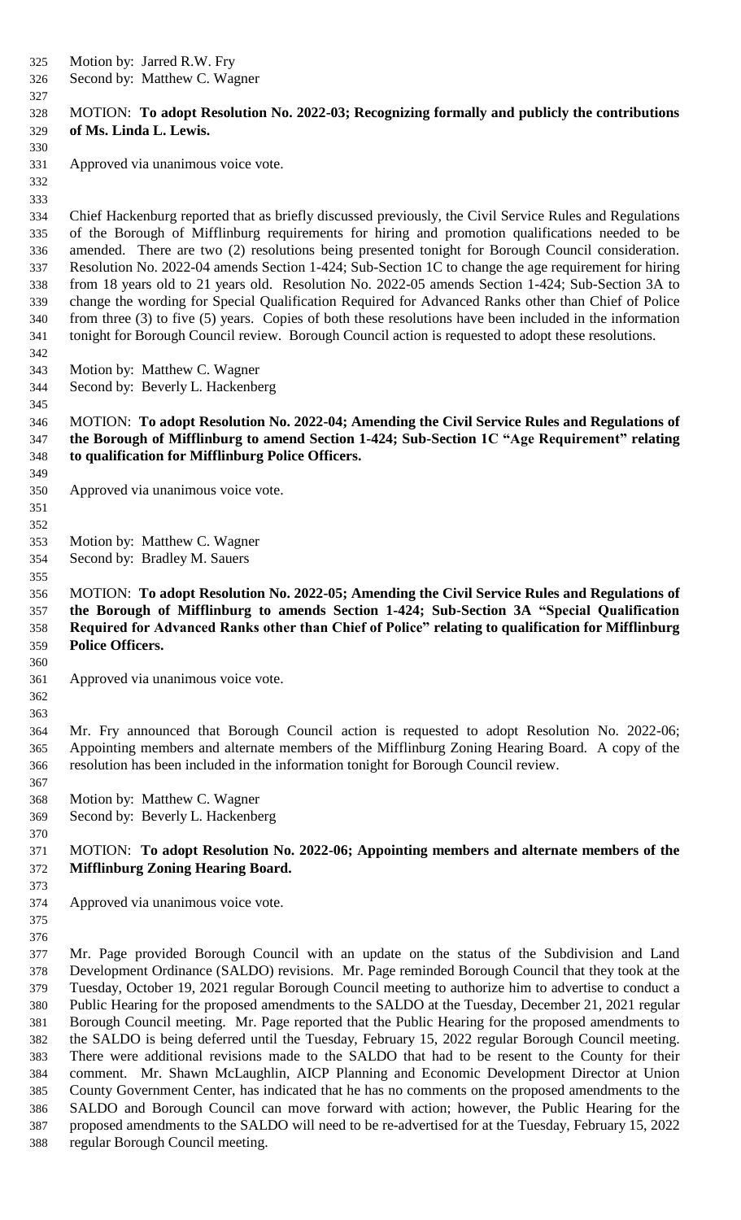Motion by: Jarred R.W. Fry
Second by: Matthew C. Wagner

MOTION: **To adopt Resolution No. 2022-03; Recognizing formally and publicly the contributions of Ms. Linda L. Lewis.**

Approved via unanimous voice vote.

Chief Hackenburg reported that as briefly discussed previously, the Civil Service Rules and Regulations of the Borough of Mifflinburg requirements for hiring and promotion qualifications needed to be amended. There are two (2) resolutions being presented tonight for Borough Council consideration. Resolution No. 2022-04 amends Section 1-424; Sub-Section 1C to change the age requirement for hiring from 18 years old to 21 years old. Resolution No. 2022-05 amends Section 1-424; Sub-Section 3A to change the wording for Special Qualification Required for Advanced Ranks other than Chief of Police from three (3) to five (5) years. Copies of both these resolutions have been included in the information tonight for Borough Council review. Borough Council action is requested to adopt these resolutions.

Motion by: Matthew C. Wagner
Second by: Beverly L. Hackenberg

MOTION: **To adopt Resolution No. 2022-04; Amending the Civil Service Rules and Regulations of the Borough of Mifflinburg to amend Section 1-424; Sub-Section 1C "Age Requirement" relating to qualification for Mifflinburg Police Officers.**

Approved via unanimous voice vote.

Motion by: Matthew C. Wagner
Second by: Bradley M. Sauers

MOTION: **To adopt Resolution No. 2022-05; Amending the Civil Service Rules and Regulations of the Borough of Mifflinburg to amends Section 1-424; Sub-Section 3A "Special Qualification Required for Advanced Ranks other than Chief of Police" relating to qualification for Mifflinburg Police Officers.**

Approved via unanimous voice vote.

Mr. Fry announced that Borough Council action is requested to adopt Resolution No. 2022-06; Appointing members and alternate members of the Mifflinburg Zoning Hearing Board. A copy of the resolution has been included in the information tonight for Borough Council review.

Motion by: Matthew C. Wagner
Second by: Beverly L. Hackenberg

MOTION: **To adopt Resolution No. 2022-06; Appointing members and alternate members of the Mifflinburg Zoning Hearing Board.**

Approved via unanimous voice vote.

Mr. Page provided Borough Council with an update on the status of the Subdivision and Land Development Ordinance (SALDO) revisions. Mr. Page reminded Borough Council that they took at the Tuesday, October 19, 2021 regular Borough Council meeting to authorize him to advertise to conduct a Public Hearing for the proposed amendments to the SALDO at the Tuesday, December 21, 2021 regular Borough Council meeting. Mr. Page reported that the Public Hearing for the proposed amendments to the SALDO is being deferred until the Tuesday, February 15, 2022 regular Borough Council meeting. There were additional revisions made to the SALDO that had to be resent to the County for their comment. Mr. Shawn McLaughlin, AICP Planning and Economic Development Director at Union County Government Center, has indicated that he has no comments on the proposed amendments to the SALDO and Borough Council can move forward with action; however, the Public Hearing for the proposed amendments to the SALDO will need to be re-advertised for at the Tuesday, February 15, 2022 regular Borough Council meeting.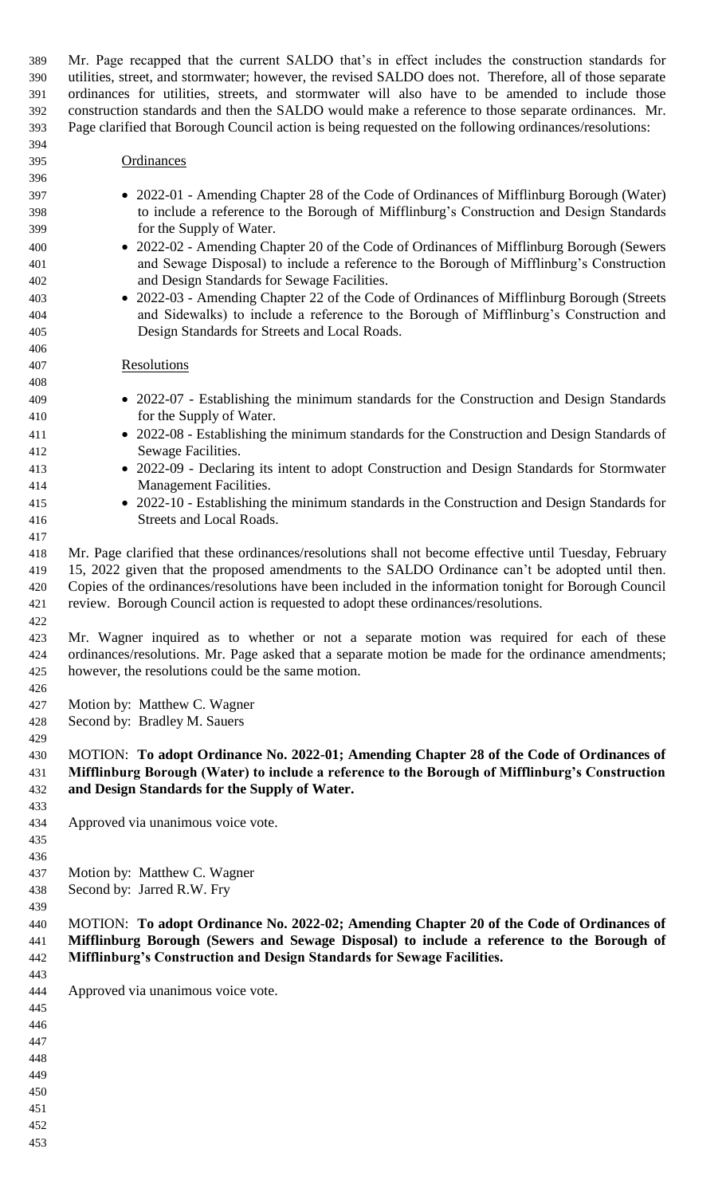Mr. Page recapped that the current SALDO that's in effect includes the construction standards for utilities, street, and stormwater; however, the revised SALDO does not. Therefore, all of those separate ordinances for utilities, streets, and stormwater will also have to be amended to include those construction standards and then the SALDO would make a reference to those separate ordinances. Mr. Page clarified that Borough Council action is being requested on the following ordinances/resolutions:

Ordinances

- 2022-01 - Amending Chapter 28 of the Code of Ordinances of Mifflinburg Borough (Water) to include a reference to the Borough of Mifflinburg's Construction and Design Standards for the Supply of Water.
- 2022-02 - Amending Chapter 20 of the Code of Ordinances of Mifflinburg Borough (Sewers and Sewage Disposal) to include a reference to the Borough of Mifflinburg's Construction and Design Standards for Sewage Facilities.
- 2022-03 - Amending Chapter 22 of the Code of Ordinances of Mifflinburg Borough (Streets and Sidewalks) to include a reference to the Borough of Mifflinburg's Construction and Design Standards for Streets and Local Roads.

Resolutions

- 2022-07 - Establishing the minimum standards for the Construction and Design Standards for the Supply of Water.
- 2022-08 - Establishing the minimum standards for the Construction and Design Standards of Sewage Facilities.
- 2022-09 - Declaring its intent to adopt Construction and Design Standards for Stormwater Management Facilities.
- 2022-10 - Establishing the minimum standards in the Construction and Design Standards for Streets and Local Roads.

Mr. Page clarified that these ordinances/resolutions shall not become effective until Tuesday, February 15, 2022 given that the proposed amendments to the SALDO Ordinance can't be adopted until then. Copies of the ordinances/resolutions have been included in the information tonight for Borough Council review. Borough Council action is requested to adopt these ordinances/resolutions.

Mr. Wagner inquired as to whether or not a separate motion was required for each of these ordinances/resolutions. Mr. Page asked that a separate motion be made for the ordinance amendments; however, the resolutions could be the same motion.

Motion by: Matthew C. Wagner
Second by: Bradley M. Sauers

MOTION: **To adopt Ordinance No. 2022-01; Amending Chapter 28 of the Code of Ordinances of Mifflinburg Borough (Water) to include a reference to the Borough of Mifflinburg's Construction and Design Standards for the Supply of Water.**

Approved via unanimous voice vote.

Motion by: Matthew C. Wagner
Second by: Jarred R.W. Fry

MOTION: **To adopt Ordinance No. 2022-02; Amending Chapter 20 of the Code of Ordinances of Mifflinburg Borough (Sewers and Sewage Disposal) to include a reference to the Borough of Mifflinburg's Construction and Design Standards for Sewage Facilities.**

Approved via unanimous voice vote.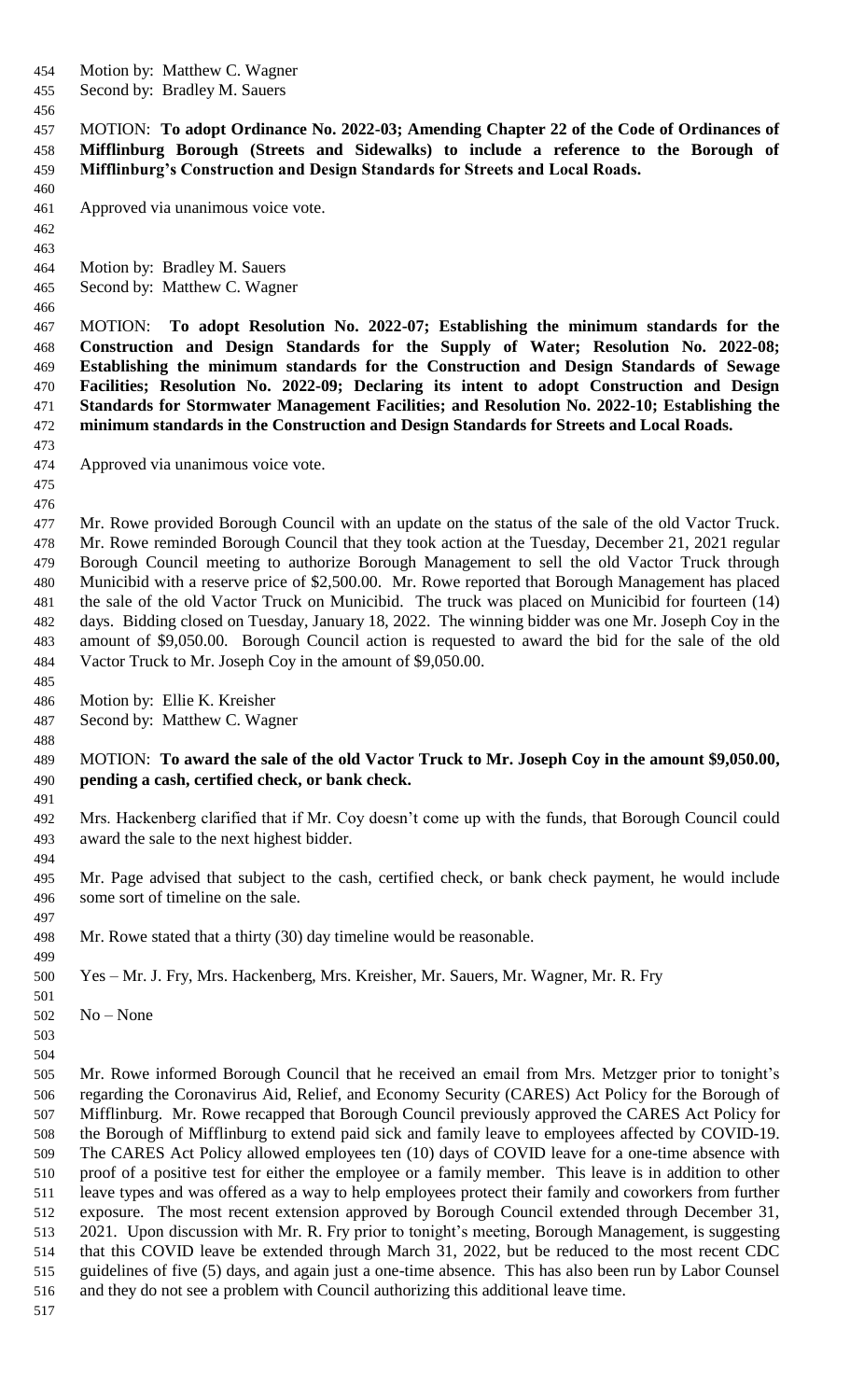Motion by: Matthew C. Wagner
Second by: Bradley M. Sauers

MOTION: **To adopt Ordinance No. 2022-03; Amending Chapter 22 of the Code of Ordinances of Mifflinburg Borough (Streets and Sidewalks) to include a reference to the Borough of Mifflinburg's Construction and Design Standards for Streets and Local Roads.**

Approved via unanimous voice vote.

Motion by: Bradley M. Sauers
Second by: Matthew C. Wagner

MOTION: **To adopt Resolution No. 2022-07; Establishing the minimum standards for the Construction and Design Standards for the Supply of Water; Resolution No. 2022-08; Establishing the minimum standards for the Construction and Design Standards of Sewage Facilities; Resolution No. 2022-09; Declaring its intent to adopt Construction and Design Standards for Stormwater Management Facilities; and Resolution No. 2022-10; Establishing the minimum standards in the Construction and Design Standards for Streets and Local Roads.**

Approved via unanimous voice vote.

Mr. Rowe provided Borough Council with an update on the status of the sale of the old Vactor Truck. Mr. Rowe reminded Borough Council that they took action at the Tuesday, December 21, 2021 regular Borough Council meeting to authorize Borough Management to sell the old Vactor Truck through Municibid with a reserve price of $2,500.00. Mr. Rowe reported that Borough Management has placed the sale of the old Vactor Truck on Municibid. The truck was placed on Municibid for fourteen (14) days. Bidding closed on Tuesday, January 18, 2022. The winning bidder was one Mr. Joseph Coy in the amount of $9,050.00. Borough Council action is requested to award the bid for the sale of the old Vactor Truck to Mr. Joseph Coy in the amount of $9,050.00.

Motion by: Ellie K. Kreisher
Second by: Matthew C. Wagner

MOTION: **To award the sale of the old Vactor Truck to Mr. Joseph Coy in the amount $9,050.00, pending a cash, certified check, or bank check.**

Mrs. Hackenberg clarified that if Mr. Coy doesn't come up with the funds, that Borough Council could award the sale to the next highest bidder.

Mr. Page advised that subject to the cash, certified check, or bank check payment, he would include some sort of timeline on the sale.

Mr. Rowe stated that a thirty (30) day timeline would be reasonable.

Yes – Mr. J. Fry, Mrs. Hackenberg, Mrs. Kreisher, Mr. Sauers, Mr. Wagner, Mr. R. Fry

No – None

Mr. Rowe informed Borough Council that he received an email from Mrs. Metzger prior to tonight's regarding the Coronavirus Aid, Relief, and Economy Security (CARES) Act Policy for the Borough of Mifflinburg. Mr. Rowe recapped that Borough Council previously approved the CARES Act Policy for the Borough of Mifflinburg to extend paid sick and family leave to employees affected by COVID-19. The CARES Act Policy allowed employees ten (10) days of COVID leave for a one-time absence with proof of a positive test for either the employee or a family member. This leave is in addition to other leave types and was offered as a way to help employees protect their family and coworkers from further exposure. The most recent extension approved by Borough Council extended through December 31, 2021. Upon discussion with Mr. R. Fry prior to tonight's meeting, Borough Management, is suggesting that this COVID leave be extended through March 31, 2022, but be reduced to the most recent CDC guidelines of five (5) days, and again just a one-time absence. This has also been run by Labor Counsel and they do not see a problem with Council authorizing this additional leave time.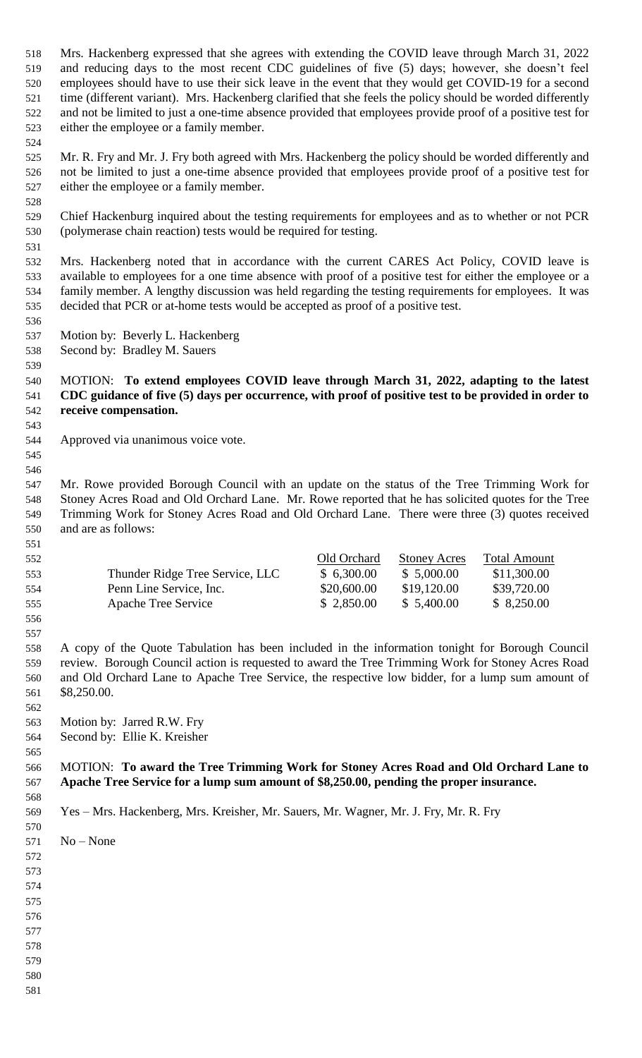Mrs. Hackenberg expressed that she agrees with extending the COVID leave through March 31, 2022 and reducing days to the most recent CDC guidelines of five (5) days; however, she doesn't feel employees should have to use their sick leave in the event that they would get COVID-19 for a second time (different variant). Mrs. Hackenberg clarified that she feels the policy should be worded differently and not be limited to just a one-time absence provided that employees provide proof of a positive test for either the employee or a family member.

Mr. R. Fry and Mr. J. Fry both agreed with Mrs. Hackenberg the policy should be worded differently and not be limited to just a one-time absence provided that employees provide proof of a positive test for either the employee or a family member.

Chief Hackenburg inquired about the testing requirements for employees and as to whether or not PCR (polymerase chain reaction) tests would be required for testing.

Mrs. Hackenberg noted that in accordance with the current CARES Act Policy, COVID leave is available to employees for a one time absence with proof of a positive test for either the employee or a family member. A lengthy discussion was held regarding the testing requirements for employees. It was decided that PCR or at-home tests would be accepted as proof of a positive test.

Motion by: Beverly L. Hackenberg
Second by: Bradley M. Sauers

MOTION: **To extend employees COVID leave through March 31, 2022, adapting to the latest CDC guidance of five (5) days per occurrence, with proof of positive test to be provided in order to receive compensation.**

Approved via unanimous voice vote.

Mr. Rowe provided Borough Council with an update on the status of the Tree Trimming Work for Stoney Acres Road and Old Orchard Lane. Mr. Rowe reported that he has solicited quotes for the Tree Trimming Work for Stoney Acres Road and Old Orchard Lane. There were three (3) quotes received and are as follows:

| | Old Orchard | Stoney Acres | Total Amount |
|---|---|---|---|
| Thunder Ridge Tree Service, LLC | $ 6,300.00 | $ 5,000.00 | $11,300.00 |
| Penn Line Service, Inc. | $20,600.00 | $19,120.00 | $39,720.00 |
| Apache Tree Service | $ 2,850.00 | $ 5,400.00 | $ 8,250.00 |

A copy of the Quote Tabulation has been included in the information tonight for Borough Council review. Borough Council action is requested to award the Tree Trimming Work for Stoney Acres Road and Old Orchard Lane to Apache Tree Service, the respective low bidder, for a lump sum amount of $8,250.00.

Motion by: Jarred R.W. Fry
Second by: Ellie K. Kreisher

MOTION: **To award the Tree Trimming Work for Stoney Acres Road and Old Orchard Lane to Apache Tree Service for a lump sum amount of $8,250.00, pending the proper insurance.**

Yes – Mrs. Hackenberg, Mrs. Kreisher, Mr. Sauers, Mr. Wagner, Mr. J. Fry, Mr. R. Fry

No – None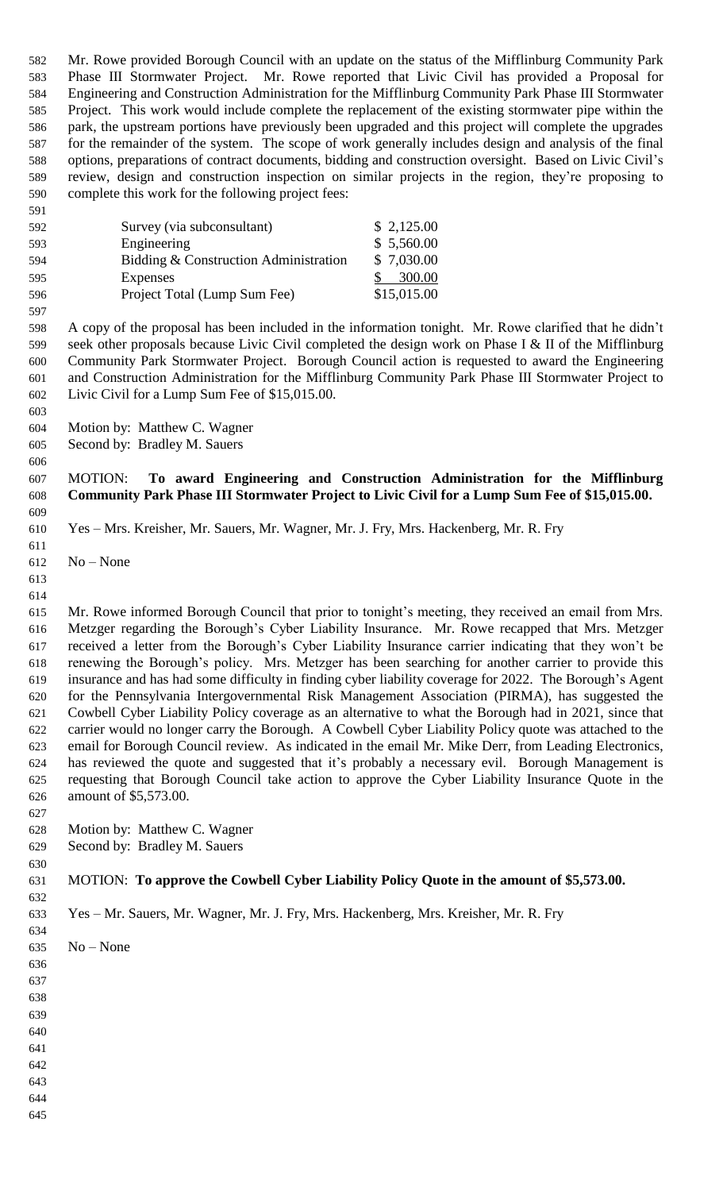Mr. Rowe provided Borough Council with an update on the status of the Mifflinburg Community Park Phase III Stormwater Project. Mr. Rowe reported that Livic Civil has provided a Proposal for Engineering and Construction Administration for the Mifflinburg Community Park Phase III Stormwater Project. This work would include complete the replacement of the existing stormwater pipe within the park, the upstream portions have previously been upgraded and this project will complete the upgrades for the remainder of the system. The scope of work generally includes design and analysis of the final options, preparations of contract documents, bidding and construction oversight. Based on Livic Civil's review, design and construction inspection on similar projects in the region, they're proposing to complete this work for the following project fees:

| | |
|---|---|
| Survey (via subconsultant) | $ 2,125.00 |
| Engineering | $ 5,560.00 |
| Bidding & Construction Administration | $ 7,030.00 |
| Expenses | $ 300.00 |
| Project Total (Lump Sum Fee) | $15,015.00 |

A copy of the proposal has been included in the information tonight. Mr. Rowe clarified that he didn't seek other proposals because Livic Civil completed the design work on Phase I & II of the Mifflinburg Community Park Stormwater Project. Borough Council action is requested to award the Engineering and Construction Administration for the Mifflinburg Community Park Phase III Stormwater Project to Livic Civil for a Lump Sum Fee of $15,015.00.

Motion by: Matthew C. Wagner
Second by: Bradley M. Sauers

MOTION: **To award Engineering and Construction Administration for the Mifflinburg Community Park Phase III Stormwater Project to Livic Civil for a Lump Sum Fee of $15,015.00.**

Yes – Mrs. Kreisher, Mr. Sauers, Mr. Wagner, Mr. J. Fry, Mrs. Hackenberg, Mr. R. Fry

No – None

Mr. Rowe informed Borough Council that prior to tonight's meeting, they received an email from Mrs. Metzger regarding the Borough's Cyber Liability Insurance. Mr. Rowe recapped that Mrs. Metzger received a letter from the Borough's Cyber Liability Insurance carrier indicating that they won't be renewing the Borough's policy. Mrs. Metzger has been searching for another carrier to provide this insurance and has had some difficulty in finding cyber liability coverage for 2022. The Borough's Agent for the Pennsylvania Intergovernmental Risk Management Association (PIRMA), has suggested the Cowbell Cyber Liability Policy coverage as an alternative to what the Borough had in 2021, since that carrier would no longer carry the Borough. A Cowbell Cyber Liability Policy quote was attached to the email for Borough Council review. As indicated in the email Mr. Mike Derr, from Leading Electronics, has reviewed the quote and suggested that it's probably a necessary evil. Borough Management is requesting that Borough Council take action to approve the Cyber Liability Insurance Quote in the amount of $5,573.00.

Motion by: Matthew C. Wagner
Second by: Bradley M. Sauers

MOTION: **To approve the Cowbell Cyber Liability Policy Quote in the amount of $5,573.00.**

Yes – Mr. Sauers, Mr. Wagner, Mr. J. Fry, Mrs. Hackenberg, Mrs. Kreisher, Mr. R. Fry

No – None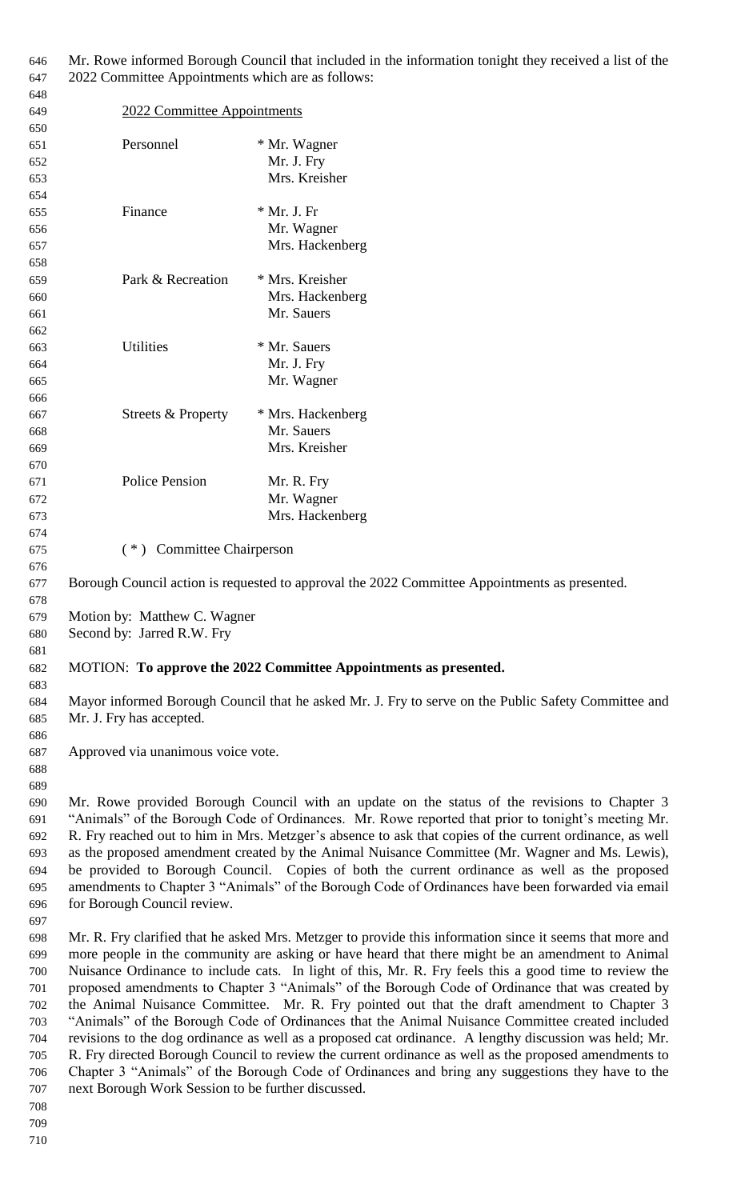Mr. Rowe informed Borough Council that included in the information tonight they received a list of the 2022 Committee Appointments which are as follows:

2022 Committee Appointments

| | |
|---|---|
| Personnel | * Mr. Wagner<br>Mr. J. Fry<br>Mrs. Kreisher |
| Finance | * Mr. J. Fr<br>Mr. Wagner<br>Mrs. Hackenberg |
| Park & Recreation | * Mrs. Kreisher<br>Mrs. Hackenberg<br>Mr. Sauers |
| Utilities | * Mr. Sauers<br>Mr. J. Fry<br>Mr. Wagner |
| Streets & Property | * Mrs. Hackenberg<br>Mr. Sauers<br>Mrs. Kreisher |
| Police Pension | Mr. R. Fry<br>Mr. Wagner<br>Mrs. Hackenberg |

( * ) Committee Chairperson

Borough Council action is requested to approval the 2022 Committee Appointments as presented.

Motion by: Matthew C. Wagner
Second by: Jarred R.W. Fry

MOTION: **To approve the 2022 Committee Appointments as presented.**

Mayor informed Borough Council that he asked Mr. J. Fry to serve on the Public Safety Committee and Mr. J. Fry has accepted.

Approved via unanimous voice vote.

Mr. Rowe provided Borough Council with an update on the status of the revisions to Chapter 3 "Animals" of the Borough Code of Ordinances. Mr. Rowe reported that prior to tonight's meeting Mr. R. Fry reached out to him in Mrs. Metzger's absence to ask that copies of the current ordinance, as well as the proposed amendment created by the Animal Nuisance Committee (Mr. Wagner and Ms. Lewis), be provided to Borough Council. Copies of both the current ordinance as well as the proposed amendments to Chapter 3 "Animals" of the Borough Code of Ordinances have been forwarded via email for Borough Council review.

Mr. R. Fry clarified that he asked Mrs. Metzger to provide this information since it seems that more and more people in the community are asking or have heard that there might be an amendment to Animal Nuisance Ordinance to include cats. In light of this, Mr. R. Fry feels this a good time to review the proposed amendments to Chapter 3 "Animals" of the Borough Code of Ordinance that was created by the Animal Nuisance Committee. Mr. R. Fry pointed out that the draft amendment to Chapter 3 "Animals" of the Borough Code of Ordinances that the Animal Nuisance Committee created included revisions to the dog ordinance as well as a proposed cat ordinance. A lengthy discussion was held; Mr. R. Fry directed Borough Council to review the current ordinance as well as the proposed amendments to Chapter 3 "Animals" of the Borough Code of Ordinances and bring any suggestions they have to the next Borough Work Session to be further discussed.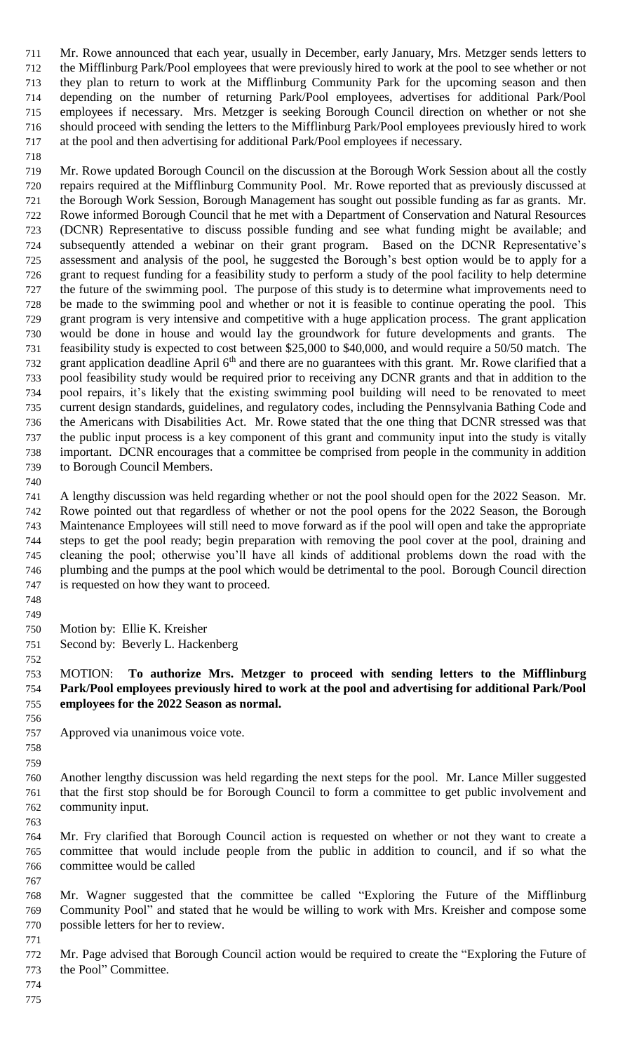Mr. Rowe announced that each year, usually in December, early January, Mrs. Metzger sends letters to the Mifflinburg Park/Pool employees that were previously hired to work at the pool to see whether or not they plan to return to work at the Mifflinburg Community Park for the upcoming season and then depending on the number of returning Park/Pool employees, advertises for additional Park/Pool employees if necessary. Mrs. Metzger is seeking Borough Council direction on whether or not she should proceed with sending the letters to the Mifflinburg Park/Pool employees previously hired to work at the pool and then advertising for additional Park/Pool employees if necessary.

Mr. Rowe updated Borough Council on the discussion at the Borough Work Session about all the costly repairs required at the Mifflinburg Community Pool. Mr. Rowe reported that as previously discussed at the Borough Work Session, Borough Management has sought out possible funding as far as grants. Mr. Rowe informed Borough Council that he met with a Department of Conservation and Natural Resources (DCNR) Representative to discuss possible funding and see what funding might be available; and subsequently attended a webinar on their grant program. Based on the DCNR Representative's assessment and analysis of the pool, he suggested the Borough's best option would be to apply for a grant to request funding for a feasibility study to perform a study of the pool facility to help determine the future of the swimming pool. The purpose of this study is to determine what improvements need to be made to the swimming pool and whether or not it is feasible to continue operating the pool. This grant program is very intensive and competitive with a huge application process. The grant application would be done in house and would lay the groundwork for future developments and grants. The feasibility study is expected to cost between $25,000 to $40,000, and would require a 50/50 match. The grant application deadline April 6th and there are no guarantees with this grant. Mr. Rowe clarified that a pool feasibility study would be required prior to receiving any DCNR grants and that in addition to the pool repairs, it's likely that the existing swimming pool building will need to be renovated to meet current design standards, guidelines, and regulatory codes, including the Pennsylvania Bathing Code and the Americans with Disabilities Act. Mr. Rowe stated that the one thing that DCNR stressed was that the public input process is a key component of this grant and community input into the study is vitally important. DCNR encourages that a committee be comprised from people in the community in addition to Borough Council Members.

A lengthy discussion was held regarding whether or not the pool should open for the 2022 Season. Mr. Rowe pointed out that regardless of whether or not the pool opens for the 2022 Season, the Borough Maintenance Employees will still need to move forward as if the pool will open and take the appropriate steps to get the pool ready; begin preparation with removing the pool cover at the pool, draining and cleaning the pool; otherwise you'll have all kinds of additional problems down the road with the plumbing and the pumps at the pool which would be detrimental to the pool. Borough Council direction is requested on how they want to proceed.

Motion by: Ellie K. Kreisher
Second by: Beverly L. Hackenberg

MOTION: **To authorize Mrs. Metzger to proceed with sending letters to the Mifflinburg Park/Pool employees previously hired to work at the pool and advertising for additional Park/Pool employees for the 2022 Season as normal.**

Approved via unanimous voice vote.

Another lengthy discussion was held regarding the next steps for the pool. Mr. Lance Miller suggested that the first stop should be for Borough Council to form a committee to get public involvement and community input.

Mr. Fry clarified that Borough Council action is requested on whether or not they want to create a committee that would include people from the public in addition to council, and if so what the committee would be called

Mr. Wagner suggested that the committee be called "Exploring the Future of the Mifflinburg Community Pool" and stated that he would be willing to work with Mrs. Kreisher and compose some possible letters for her to review.

Mr. Page advised that Borough Council action would be required to create the "Exploring the Future of the Pool" Committee.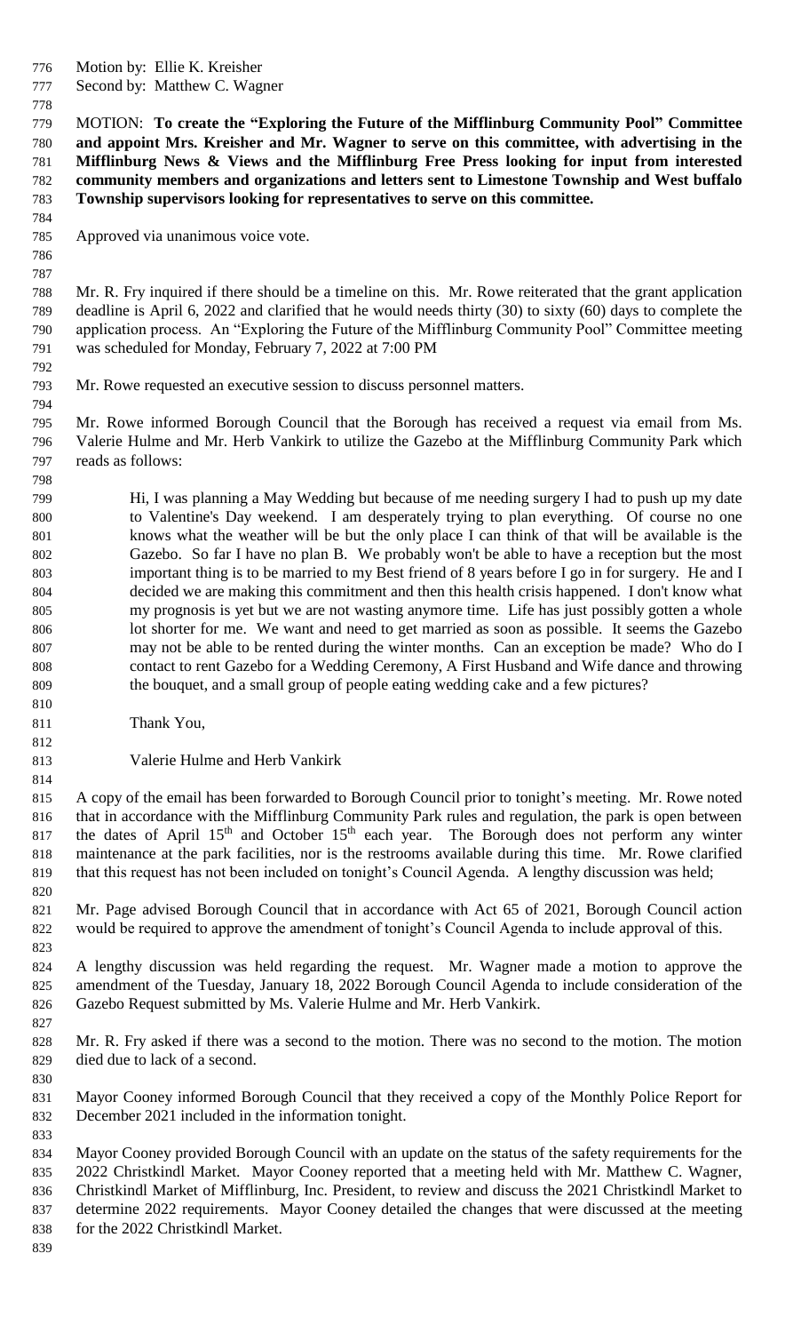Motion by: Ellie K. Kreisher
Second by: Matthew C. Wagner

MOTION: **To create the "Exploring the Future of the Mifflinburg Community Pool" Committee and appoint Mrs. Kreisher and Mr. Wagner to serve on this committee, with advertising in the Mifflinburg News & Views and the Mifflinburg Free Press looking for input from interested community members and organizations and letters sent to Limestone Township and West buffalo Township supervisors looking for representatives to serve on this committee.**

Approved via unanimous voice vote.

Mr. R. Fry inquired if there should be a timeline on this. Mr. Rowe reiterated that the grant application deadline is April 6, 2022 and clarified that he would needs thirty (30) to sixty (60) days to complete the application process. An "Exploring the Future of the Mifflinburg Community Pool" Committee meeting was scheduled for Monday, February 7, 2022 at 7:00 PM

Mr. Rowe requested an executive session to discuss personnel matters.

Mr. Rowe informed Borough Council that the Borough has received a request via email from Ms. Valerie Hulme and Mr. Herb Vankirk to utilize the Gazebo at the Mifflinburg Community Park which reads as follows:

> Hi, I was planning a May Wedding but because of me needing surgery I had to push up my date to Valentine's Day weekend. I am desperately trying to plan everything. Of course no one knows what the weather will be but the only place I can think of that will be available is the Gazebo. So far I have no plan B. We probably won't be able to have a reception but the most important thing is to be married to my Best friend of 8 years before I go in for surgery. He and I decided we are making this commitment and then this health crisis happened. I don't know what my prognosis is yet but we are not wasting anymore time. Life has just possibly gotten a whole lot shorter for me. We want and need to get married as soon as possible. It seems the Gazebo may not be able to be rented during the winter months. Can an exception be made? Who do I contact to rent Gazebo for a Wedding Ceremony, A First Husband and Wife dance and throwing the bouquet, and a small group of people eating wedding cake and a few pictures?
>
> Thank You,
>
> Valerie Hulme and Herb Vankirk

A copy of the email has been forwarded to Borough Council prior to tonight's meeting. Mr. Rowe noted that in accordance with the Mifflinburg Community Park rules and regulation, the park is open between the dates of April 15th and October 15th each year. The Borough does not perform any winter maintenance at the park facilities, nor is the restrooms available during this time. Mr. Rowe clarified that this request has not been included on tonight's Council Agenda. A lengthy discussion was held;

Mr. Page advised Borough Council that in accordance with Act 65 of 2021, Borough Council action would be required to approve the amendment of tonight's Council Agenda to include approval of this.

A lengthy discussion was held regarding the request. Mr. Wagner made a motion to approve the amendment of the Tuesday, January 18, 2022 Borough Council Agenda to include consideration of the Gazebo Request submitted by Ms. Valerie Hulme and Mr. Herb Vankirk.

Mr. R. Fry asked if there was a second to the motion. There was no second to the motion. The motion died due to lack of a second.

Mayor Cooney informed Borough Council that they received a copy of the Monthly Police Report for December 2021 included in the information tonight.

Mayor Cooney provided Borough Council with an update on the status of the safety requirements for the 2022 Christkindl Market. Mayor Cooney reported that a meeting held with Mr. Matthew C. Wagner, Christkindl Market of Mifflinburg, Inc. President, to review and discuss the 2021 Christkindl Market to determine 2022 requirements. Mayor Cooney detailed the changes that were discussed at the meeting for the 2022 Christkindl Market.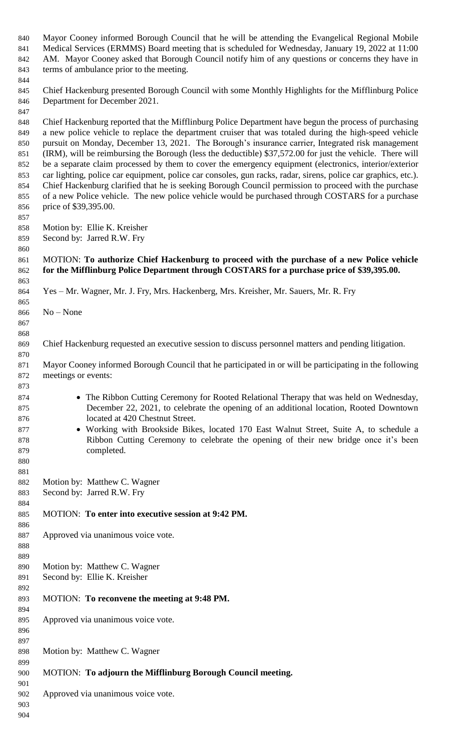Mayor Cooney informed Borough Council that he will be attending the Evangelical Regional Mobile Medical Services (ERMMS) Board meeting that is scheduled for Wednesday, January 19, 2022 at 11:00 AM. Mayor Cooney asked that Borough Council notify him of any questions or concerns they have in terms of ambulance prior to the meeting.

Chief Hackenburg presented Borough Council with some Monthly Highlights for the Mifflinburg Police Department for December 2021.

Chief Hackenburg reported that the Mifflinburg Police Department have begun the process of purchasing a new police vehicle to replace the department cruiser that was totaled during the high-speed vehicle pursuit on Monday, December 13, 2021. The Borough's insurance carrier, Integrated risk management (IRM), will be reimbursing the Borough (less the deductible) $37,572.00 for just the vehicle. There will be a separate claim processed by them to cover the emergency equipment (electronics, interior/exterior car lighting, police car equipment, police car consoles, gun racks, radar, sirens, police car graphics, etc.). Chief Hackenburg clarified that he is seeking Borough Council permission to proceed with the purchase of a new Police vehicle. The new police vehicle would be purchased through COSTARS for a purchase price of $39,395.00.

Motion by: Ellie K. Kreisher
Second by: Jarred R.W. Fry

MOTION: **To authorize Chief Hackenburg to proceed with the purchase of a new Police vehicle for the Mifflinburg Police Department through COSTARS for a purchase price of $39,395.00.**

Yes – Mr. Wagner, Mr. J. Fry, Mrs. Hackenberg, Mrs. Kreisher, Mr. Sauers, Mr. R. Fry

No – None

Chief Hackenburg requested an executive session to discuss personnel matters and pending litigation.

Mayor Cooney informed Borough Council that he participated in or will be participating in the following meetings or events:

- The Ribbon Cutting Ceremony for Rooted Relational Therapy that was held on Wednesday, December 22, 2021, to celebrate the opening of an additional location, Rooted Downtown located at 420 Chestnut Street.
- Working with Brookside Bikes, located 170 East Walnut Street, Suite A, to schedule a Ribbon Cutting Ceremony to celebrate the opening of their new bridge once it's been completed.

Motion by: Matthew C. Wagner
Second by: Jarred R.W. Fry

MOTION: **To enter into executive session at 9:42 PM.**

Approved via unanimous voice vote.

Motion by: Matthew C. Wagner
Second by: Ellie K. Kreisher

MOTION: **To reconvene the meeting at 9:48 PM.**

Approved via unanimous voice vote.

Motion by: Matthew C. Wagner

MOTION: **To adjourn the Mifflinburg Borough Council meeting.**

Approved via unanimous voice vote.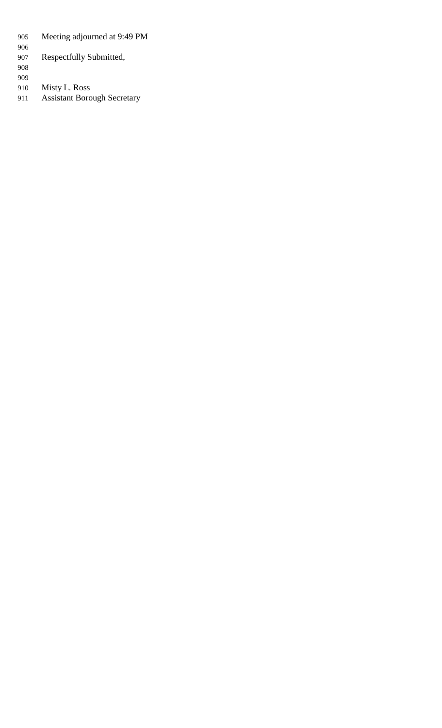Meeting adjourned at 9:49 PM

Respectfully Submitted,

Misty L. Ross
Assistant Borough Secretary